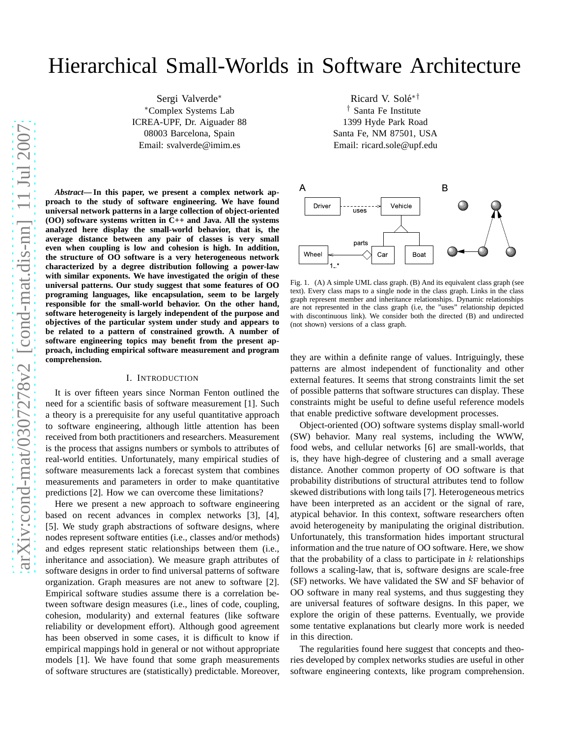# Hierarchical Small-Worlds in Software Architecture

Sergi Valverde*
*Complex Systems Lab
ICREA-UPF, Dr. Aiguader 88
08003 Barcelona, Spain
Email: svalverde@imim.es

Ricard V. Solé*†
† Santa Fe Institute
1399 Hyde Park Road
Santa Fe, NM 87501, USA
Email: ricard.sole@upf.edu

***Abstract*— In this paper, we present a complex network approach to the study of software engineering. We have found universal network patterns in a large collection of object-oriented (OO) software systems written in C++ and Java. All the systems analyzed here display the small-world behavior, that is, the average distance between any pair of classes is very small even when coupling is low and cohesion is high. In addition, the structure of OO software is a very heterogeneous network characterized by a degree distribution following a power-law with similar exponents. We have investigated the origin of these universal patterns. Our study suggest that some features of OO programing languages, like encapsulation, seem to be largely responsible for the small-world behavior. On the other hand, software heterogeneity is largely independent of the purpose and objectives of the particular system under study and appears to be related to a pattern of constrained growth. A number of software engineering topics may benefit from the present approach, including empirical software measurement and program comprehension.**

## I. Introduction

It is over fifteen years since Norman Fenton outlined the need for a scientific basis of software measurement [1]. Such a theory is a prerequisite for any useful quantitative approach to software engineering, although little attention has been received from both practitioners and researchers. Measurement is the process that assigns numbers or symbols to attributes of real-world entities. Unfortunately, many empirical studies of software measurements lack a forecast system that combines measurements and parameters in order to make quantitative predictions [2]. How we can overcome these limitations?

Here we present a new approach to software engineering based on recent advances in complex networks [3], [4], [5]. We study graph abstractions of software designs, where nodes represent software entities (i.e., classes and/or methods) and edges represent static relationships between them (i.e., inheritance and association). We measure graph attributes of software designs in order to find universal patterns of software organization. Graph measures are not anew to software [2]. Empirical software studies assume there is a correlation between software design measures (i.e., lines of code, coupling, cohesion, modularity) and external features (like software reliability or development effort). Although good agreement has been observed in some cases, it is difficult to know if empirical mappings hold in general or not without appropriate models [1]. We have found that some graph measurements of software structures are (statistically) predictable. Moreover, they are within a definite range of values. Intriguingly, these patterns are almost independent of functionality and other external features. It seems that strong constraints limit the set of possible patterns that software structures can display. These constraints might be useful to define useful reference models that enable predictive software development processes.

Fig. 1. (A) A simple UML class graph. (B) And its equivalent class graph (see text). Every class maps to a single node in the class graph. Links in the class graph represent member and inheritance relationships. Dynamic relationships are not represented in the class graph (i.e, the "uses" relationship depicted with discontinuous link). We consider both the directed (B) and undirected (not shown) versions of a class graph.

Object-oriented (OO) software systems display small-world (SW) behavior. Many real systems, including the WWW, food webs, and cellular networks [6] are small-worlds, that is, they have high-degree of clustering and a small average distance. Another common property of OO software is that probability distributions of structural attributes tend to follow skewed distributions with long tails [7]. Heterogeneous metrics have been interpreted as an accident or the signal of rare, atypical behavior. In this context, software researchers often avoid heterogeneity by manipulating the original distribution. Unfortunately, this transformation hides important structural information and the true nature of OO software. Here, we show that the probability of a class to participate in $k$ relationships follows a scaling-law, that is, software designs are scale-free (SF) networks. We have validated the SW and SF behavior of OO software in many real systems, and thus suggesting they are universal features of software designs. In this paper, we explore the origin of these patterns. Eventually, we provide some tentative explanations but clearly more work is needed in this direction.

The regularities found here suggest that concepts and theories developed by complex networks studies are useful in other software engineering contexts, like program comprehension.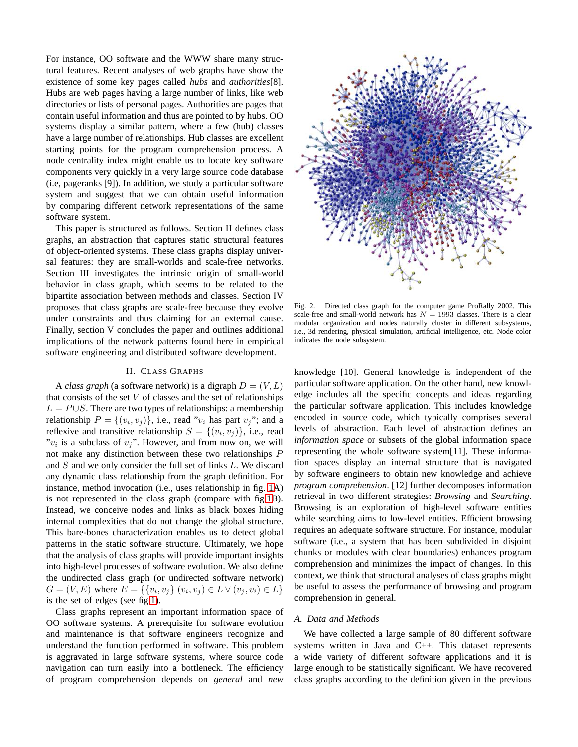For instance, OO software and the WWW share many structural features. Recent analyses of web graphs have show the existence of some key pages called *hubs* and *authorities*[8]. Hubs are web pages having a large number of links, like web directories or lists of personal pages. Authorities are pages that contain useful information and thus are pointed to by hubs. OO systems display a similar pattern, where a few (hub) classes have a large number of relationships. Hub classes are excellent starting points for the program comprehension process. A node centrality index might enable us to locate key software components very quickly in a very large source code database (i.e, pageranks [9]). In addition, we study a particular software system and suggest that we can obtain useful information by comparing different network representations of the same software system.

This paper is structured as follows. Section II defines class graphs, an abstraction that captures static structural features of object-oriented systems. These class graphs display universal features: they are small-worlds and scale-free networks. Section III investigates the intrinsic origin of small-world behavior in class graph, which seems to be related to the bipartite association between methods and classes. Section IV proposes that class graphs are scale-free because they evolve under constraints and thus claiming for an external cause. Finally, section V concludes the paper and outlines additional implications of the network patterns found here in empirical software engineering and distributed software development.

## II. Class Graphs

A *class graph* (a software network) is a digraph $D = (V, L)$ that consists of the set $V$ of classes and the set of relationships $L = P \cup S$. There are two types of relationships: a membership relationship $P = \{(v_i, v_j)\}$, i.e., read "$v_i$ has part $v_j$"; and a reflexive and transitive relationship $S = \{(v_i, v_j)\}$, i.e., read "$v_i$ is a subclass of $v_j$". However, and from now on, we will not make any distinction between these two relationships $P$ and $S$ and we only consider the full set of links $L$. We discard any dynamic class relationship from the graph definition. For instance, method invocation (i.e., uses relationship in fig. 1A) is not represented in the class graph (compare with fig.1B). Instead, we conceive nodes and links as black boxes hiding internal complexities that do not change the global structure. This bare-bones characterization enables us to detect global patterns in the static software structure. Ultimately, we hope that the analysis of class graphs will provide important insights into high-level processes of software evolution. We also define the undirected class graph (or undirected software network) $G = (V, E)$ where $E = \{\{v_i, v_j\} | (v_i, v_j) \in L \vee (v_j, v_i) \in L\}$ is the set of edges (see fig.1).

Class graphs represent an important information space of OO software systems. A prerequisite for software evolution and maintenance is that software engineers recognize and understand the function performed in software. This problem is aggravated in large software systems, where source code navigation can turn easily into a bottleneck. The efficiency of program comprehension depends on *general* and *new* knowledge [10]. General knowledge is independent of the particular software application. On the other hand, new knowledge includes all the specific concepts and ideas regarding the particular software application. This includes knowledge encoded in source code, which typically comprises several levels of abstraction. Each level of abstraction defines an *information space* or subsets of the global information space representing the whole software system[11]. These information spaces display an internal structure that is navigated by software engineers to obtain new knowledge and achieve *program comprehension*. [12] further decomposes information retrieval in two different strategies: *Browsing* and *Searching*. Browsing is an exploration of high-level software entities while searching aims to low-level entities. Efficient browsing requires an adequate software structure. For instance, modular software (i.e., a system that has been subdivided in disjoint chunks or modules with clear boundaries) enhances program comprehension and minimizes the impact of changes. In this context, we think that structural analyses of class graphs might be useful to assess the performance of browsing and program comprehension in general.

Fig. 2. Directed class graph for the computer game ProRally 2002. This scale-free and small-world network has $N = 1993$ classes. There is a clear modular organization and nodes naturally cluster in different subsystems, i.e., 3d rendering, physical simulation, artificial intelligence, etc. Node color indicates the node subsystem.

### A. Data and Methods

We have collected a large sample of 80 different software systems written in Java and C++. This dataset represents a wide variety of different software applications and it is large enough to be statistically significant. We have recovered class graphs according to the definition given in the previous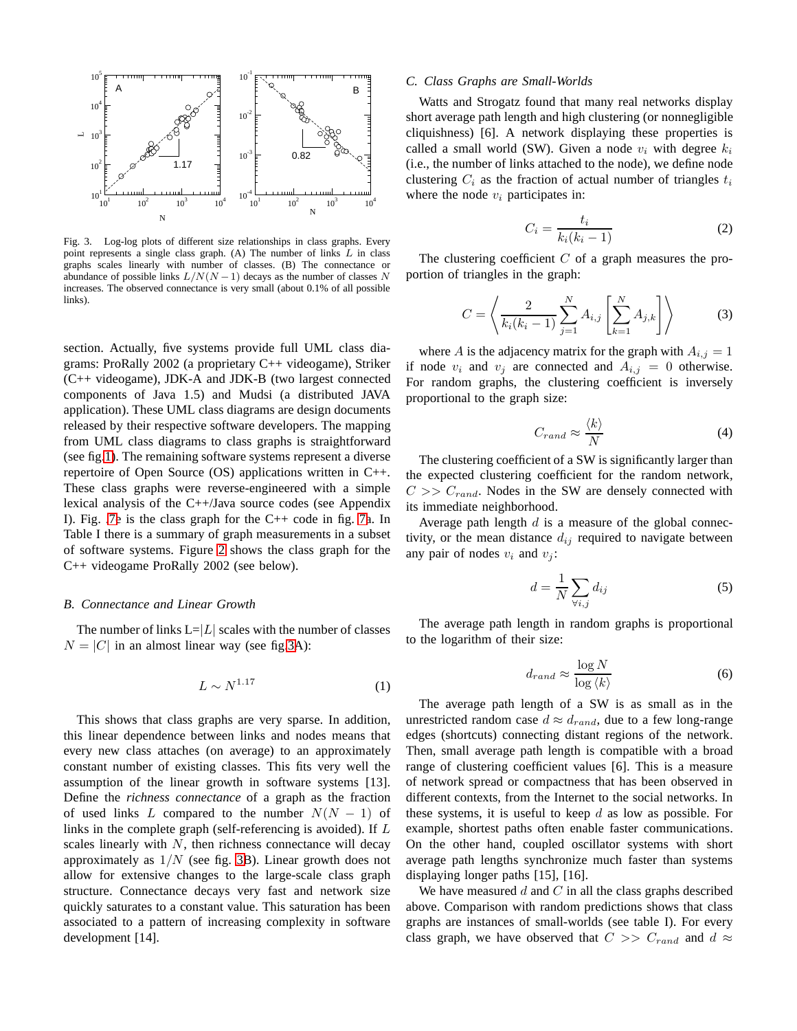Fig. 3. Log-log plots of different size relationships in class graphs. Every point represents a single class graph. (A) The number of links $L$ in class graphs scales linearly with number of classes. (B) The connectance or abundance of possible links $L/N(N-1)$ decays as the number of classes $N$ increases. The observed connectance is very small (about 0.1% of all possible links).

section. Actually, five systems provide full UML class diagrams: ProRally 2002 (a proprietary C++ videogame), Striker (C++ videogame), JDK-A and JDK-B (two largest connected components of Java 1.5) and Mudsi (a distributed JAVA application). These UML class diagrams are design documents released by their respective software developers. The mapping from UML class diagrams to class graphs is straightforward (see fig.1). The remaining software systems represent a diverse repertoire of Open Source (OS) applications written in C++. These class graphs were reverse-engineered with a simple lexical analysis of the C++/Java source codes (see Appendix I). Fig. 7e is the class graph for the C++ code in fig. 7a. In Table I there is a summary of graph measurements in a subset of software systems. Figure 2 shows the class graph for the C++ videogame ProRally 2002 (see below).

### B. Connectance and Linear Growth

The number of links L=$|L|$ scales with the number of classes $N = |C|$ in an almost linear way (see fig.3A):

$$L \sim N^{1.17} \tag{1}$$

This shows that class graphs are very sparse. In addition, this linear dependence between links and nodes means that every new class attaches (on average) to an approximately constant number of existing classes. This fits very well the assumption of the linear growth in software systems [13]. Define the *richness connectance* of a graph as the fraction of used links $L$ compared to the number $N(N-1)$ of links in the complete graph (self-referencing is avoided). If $L$ scales linearly with $N$, then richness connectance will decay approximately as $1/N$ (see fig. 3B). Linear growth does not allow for extensive changes to the large-scale class graph structure. Connectance decays very fast and network size quickly saturates to a constant value. This saturation has been associated to a pattern of increasing complexity in software development [14].

### C. Class Graphs are Small-Worlds

Watts and Strogatz found that many real networks display short average path length and high clustering (or nonnegligible cliquishness) [6]. A network displaying these properties is called a small world (SW). Given a node $v_i$ with degree $k_i$ (i.e., the number of links attached to the node), we define node clustering $C_i$ as the fraction of actual number of triangles $t_i$ where the node $v_i$ participates in:

$$C_i = \frac{t_i}{k_i(k_i - 1)} \tag{2}$$

The clustering coefficient $C$ of a graph measures the proportion of triangles in the graph:

$$C = \left\langle \frac{2}{k_i(k_i-1)} \sum_{j=1}^{N} A_{i,j} \left[ \sum_{k=1}^{N} A_{j,k} \right] \right\rangle \tag{3}$$

where $A$ is the adjacency matrix for the graph with $A_{i,j} = 1$ if node $v_i$ and $v_j$ are connected and $A_{i,j} = 0$ otherwise. For random graphs, the clustering coefficient is inversely proportional to the graph size:

$$C_{rand} \approx \frac{\langle k \rangle}{N} \tag{4}$$

The clustering coefficient of a SW is significantly larger than the expected clustering coefficient for the random network, $C >> C_{rand}$. Nodes in the SW are densely connected with its immediate neighborhood.

Average path length $d$ is a measure of the global connectivity, or the mean distance $d_{ij}$ required to navigate between any pair of nodes $v_i$ and $v_j$:

$$d = \frac{1}{N} \sum_{\forall i,j} d_{ij} \tag{5}$$

The average path length in random graphs is proportional to the logarithm of their size:

$$d_{rand} \approx \frac{\log N}{\log \langle k \rangle} \tag{6}$$

The average path length of a SW is as small as in the unrestricted random case $d \approx d_{rand}$, due to a few long-range edges (shortcuts) connecting distant regions of the network. Then, small average path length is compatible with a broad range of clustering coefficient values [6]. This is a measure of network spread or compactness that has been observed in different contexts, from the Internet to the social networks. In these systems, it is useful to keep $d$ as low as possible. For example, shortest paths often enable faster communications. On the other hand, coupled oscillator systems with short average path lengths synchronize much faster than systems displaying longer paths [15], [16].

We have measured $d$ and $C$ in all the class graphs described above. Comparison with random predictions shows that class graphs are instances of small-worlds (see table I). For every class graph, we have observed that $C >> C_{rand}$ and $d \approx$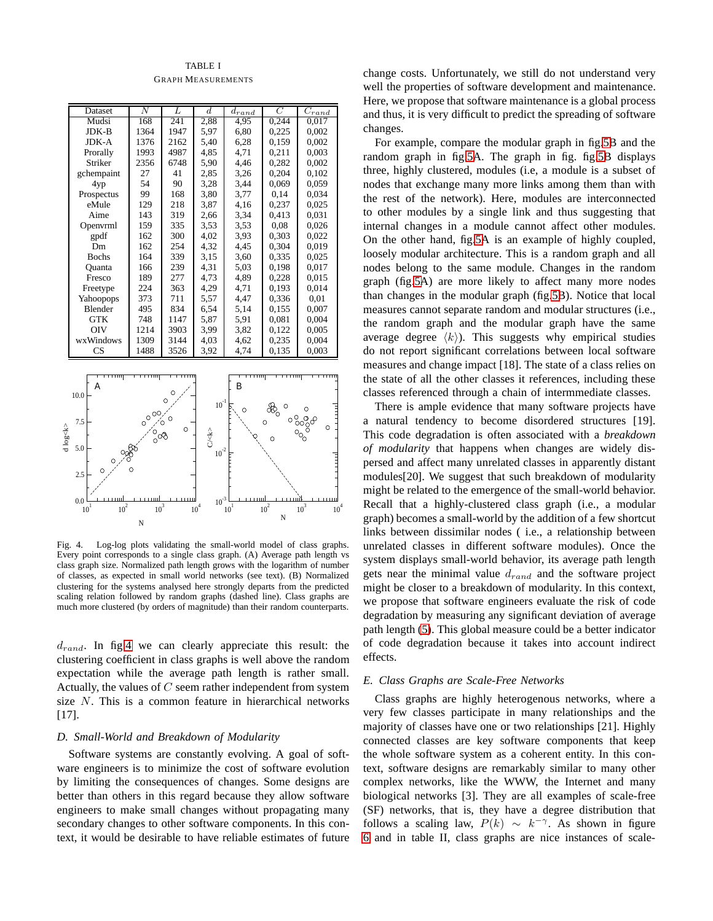TABLE I
GRAPH MEASUREMENTS

| Dataset | $N$ | $L$ | $d$ | $d_{rand}$ | $C$ | $C_{rand}$ |
|---|---|---|---|---|---|---|
| Mudsi | 168 | 241 | 2,88 | 4,95 | 0,244 | 0,017 |
| JDK-B | 1364 | 1947 | 5,97 | 6,80 | 0,225 | 0,002 |
| JDK-A | 1376 | 2162 | 5,40 | 6,28 | 0,159 | 0,002 |
| Prorally | 1993 | 4987 | 4,85 | 4,71 | 0,211 | 0,003 |
| Striker | 2356 | 6748 | 5,90 | 4,46 | 0,282 | 0,002 |
| gchempaint | 27 | 41 | 2,85 | 3,26 | 0,204 | 0,102 |
| 4yp | 54 | 90 | 3,28 | 3,44 | 0,069 | 0,059 |
| Prospectus | 99 | 168 | 3,80 | 3,77 | 0,14 | 0,034 |
| eMule | 129 | 218 | 3,87 | 4,16 | 0,237 | 0,025 |
| Aime | 143 | 319 | 2,66 | 3,34 | 0,413 | 0,031 |
| Openvrml | 159 | 335 | 3,53 | 3,53 | 0,08 | 0,026 |
| gpdf | 162 | 300 | 4,02 | 3,93 | 0,303 | 0,022 |
| Dm | 162 | 254 | 4,32 | 4,45 | 0,304 | 0,019 |
| Bochs | 164 | 339 | 3,15 | 3,60 | 0,335 | 0,025 |
| Quanta | 166 | 239 | 4,31 | 5,03 | 0,198 | 0,017 |
| Fresco | 189 | 277 | 4,73 | 4,89 | 0,228 | 0,015 |
| Freetype | 224 | 363 | 4,29 | 4,71 | 0,193 | 0,014 |
| Yahoopops | 373 | 711 | 5,57 | 4,47 | 0,336 | 0,01 |
| Blender | 495 | 834 | 6,54 | 5,14 | 0,155 | 0,007 |
| GTK | 748 | 1147 | 5,87 | 5,91 | 0,081 | 0,004 |
| OIV | 1214 | 3903 | 3,99 | 3,82 | 0,122 | 0,005 |
| wxWindows | 1309 | 3144 | 4,03 | 4,62 | 0,235 | 0,004 |
| CS | 1488 | 3526 | 3,92 | 4,74 | 0,135 | 0,003 |

Fig. 4. Log-log plots validating the small-world model of class graphs. Every point corresponds to a single class graph. (A) Average path length vs class graph size. Normalized path length grows with the logarithm of number of classes, as expected in small world networks (see text). (B) Normalized clustering for the systems analysed here strongly departs from the predicted scaling relation followed by random graphs (dashed line). Class graphs are much more clustered (by orders of magnitude) than their random counterparts.

$d_{rand}$. In fig.4 we can clearly appreciate this result: the clustering coefficient in class graphs is well above the random expectation while the average path length is rather small. Actually, the values of $C$ seem rather independent from system size $N$. This is a common feature in hierarchical networks [17].

### D. Small-World and Breakdown of Modularity

Software systems are constantly evolving. A goal of software engineers is to minimize the cost of software evolution by limiting the consequences of changes. Some designs are better than others in this regard because they allow software engineers to make small changes without propagating many secondary changes to other software components. In this context, it would be desirable to have reliable estimates of future change costs. Unfortunately, we still do not understand very well the properties of software development and maintenance. Here, we propose that software maintenance is a global process and thus, it is very difficult to predict the spreading of software changes.

For example, compare the modular graph in fig.5B and the random graph in fig.5A. The graph in fig. fig.5B displays three, highly clustered, modules (i.e, a module is a subset of nodes that exchange many more links among them than with the rest of the network). Here, modules are interconnected to other modules by a single link and thus suggesting that internal changes in a module cannot affect other modules. On the other hand, fig.5A is an example of highly coupled, loosely modular architecture. This is a random graph and all nodes belong to the same module. Changes in the random graph (fig.5A) are more likely to affect many more nodes than changes in the modular graph (fig.5B). Notice that local measures cannot separate random and modular structures (i.e., the random graph and the modular graph have the same average degree $\langle k \rangle$). This suggests why empirical studies do not report significant correlations between local software measures and change impact [18]. The state of a class relies on the state of all the other classes it references, including these classes referenced through a chain of intermmediate classes.

There is ample evidence that many software projects have a natural tendency to become disordered structures [19]. This code degradation is often associated with a *breakdown of modularity* that happens when changes are widely dispersed and affect many unrelated classes in apparently distant modules[20]. We suggest that such breakdown of modularity might be related to the emergence of the small-world behavior. Recall that a highly-clustered class graph (i.e., a modular graph) becomes a small-world by the addition of a few shortcut links between dissimilar nodes ( i.e., a relationship between unrelated classes in different software modules). Once the system displays small-world behavior, its average path length gets near the minimal value $d_{rand}$ and the software project might be closer to a breakdown of modularity. In this context, we propose that software engineers evaluate the risk of code degradation by measuring any significant deviation of average path length (5). This global measure could be a better indicator of code degradation because it takes into account indirect effects.

### E. Class Graphs are Scale-Free Networks

Class graphs are highly heterogenous networks, where a very few classes participate in many relationships and the majority of classes have one or two relationships [21]. Highly connected classes are key software components that keep the whole software system as a coherent entity. In this context, software designs are remarkably similar to many other complex networks, like the WWW, the Internet and many biological networks [3]. They are all examples of scale-free (SF) networks, that is, they have a degree distribution that follows a scaling law, $P(k) \sim k^{-\gamma}$. As shown in figure 6 and in table II, class graphs are nice instances of scale-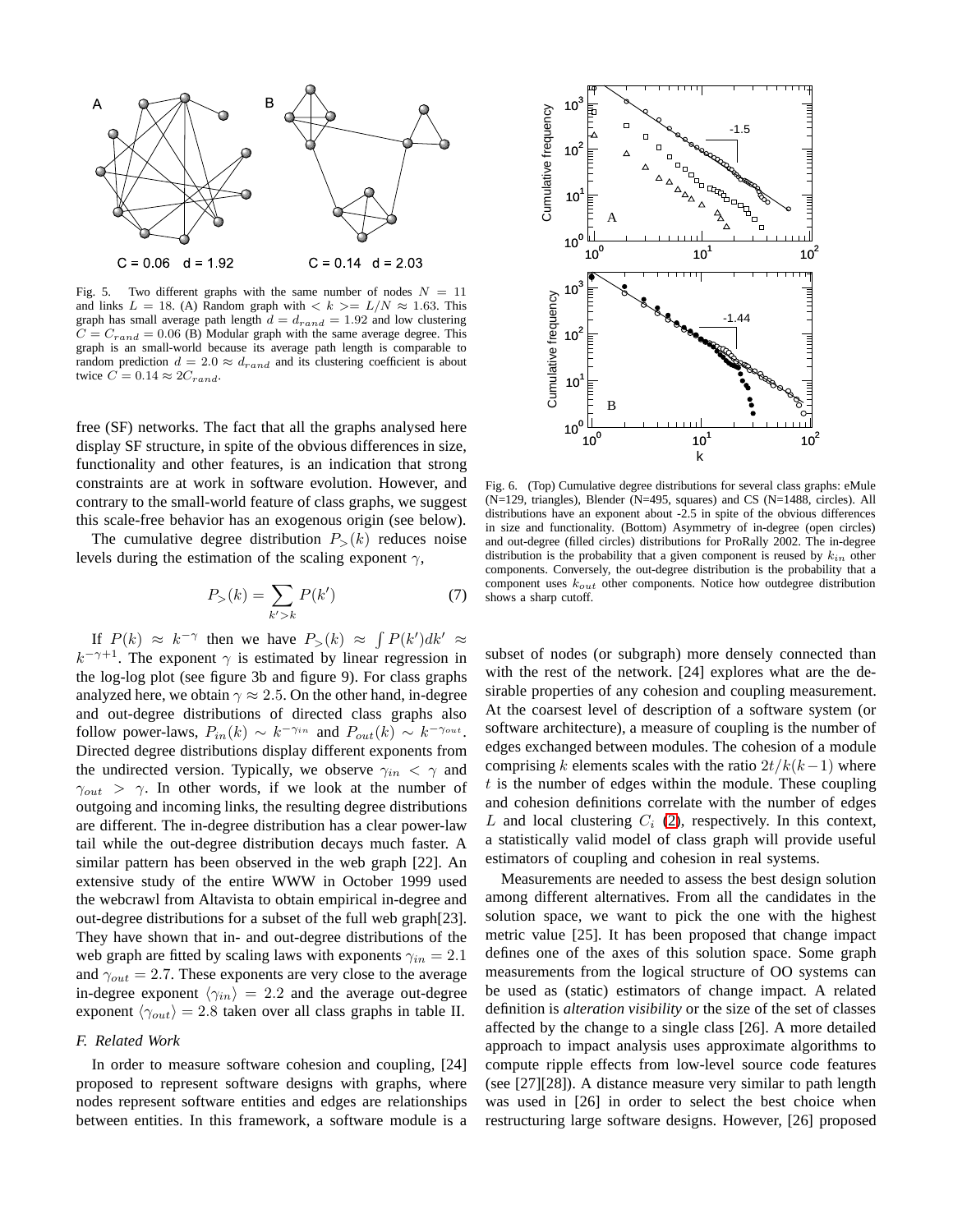Fig. 5. Two different graphs with the same number of nodes $N = 11$ and links $L = 18$. (A) Random graph with $< k >= L/N \approx 1.63$. This graph has small average path length $d = d_{rand} = 1.92$ and low clustering $C = C_{rand} = 0.06$ (B) Modular graph with the same average degree. This graph is an small-world because its average path length is comparable to random prediction $d = 2.0 \approx d_{rand}$ and its clustering coefficient is about twice $C = 0.14 \approx 2C_{rand}$.

free (SF) networks. The fact that all the graphs analysed here display SF structure, in spite of the obvious differences in size, functionality and other features, is an indication that strong constraints are at work in software evolution. However, and contrary to the small-world feature of class graphs, we suggest this scale-free behavior has an exogenous origin (see below).

The cumulative degree distribution $P_>(k)$ reduces noise levels during the estimation of the scaling exponent $\gamma$,

$$P_>(k) = \sum_{k'>k} P(k') \tag{7}$$

If $P(k) \approx k^{-\gamma}$ then we have $P_>(k) \approx \int P(k')dk' \approx k^{-\gamma+1}$. The exponent $\gamma$ is estimated by linear regression in the log-log plot (see figure 3b and figure 9). For class graphs analyzed here, we obtain $\gamma \approx 2.5$. On the other hand, in-degree and out-degree distributions of directed class graphs also follow power-laws, $P_{in}(k) \sim k^{-\gamma_{in}}$ and $P_{out}(k) \sim k^{-\gamma_{out}}$. Directed degree distributions display different exponents from the undirected version. Typically, we observe $\gamma_{in} < \gamma$ and $\gamma_{out} > \gamma$. In other words, if we look at the number of outgoing and incoming links, the resulting degree distributions are different. The in-degree distribution has a clear power-law tail while the out-degree distribution decays much faster. A similar pattern has been observed in the web graph [22]. An extensive study of the entire WWW in October 1999 used the webcrawl from Altavista to obtain empirical in-degree and out-degree distributions for a subset of the full web graph[23]. They have shown that in- and out-degree distributions of the web graph are fitted by scaling laws with exponents $\gamma_{in} = 2.1$ and $\gamma_{out} = 2.7$. These exponents are very close to the average in-degree exponent $\langle\gamma_{in}\rangle = 2.2$ and the average out-degree exponent $\langle\gamma_{out}\rangle = 2.8$ taken over all class graphs in table II.

### F. Related Work

In order to measure software cohesion and coupling, [24] proposed to represent software designs with graphs, where nodes represent software entities and edges are relationships between entities. In this framework, a software module is a subset of nodes (or subgraph) more densely connected than with the rest of the network. [24] explores what are the desirable properties of any cohesion and coupling measurement. At the coarsest level of description of a software system (or software architecture), a measure of coupling is the number of edges exchanged between modules. The cohesion of a module comprising $k$ elements scales with the ratio $2t/k(k-1)$ where $t$ is the number of edges within the module. These coupling and cohesion definitions correlate with the number of edges $L$ and local clustering $C_i$ (2), respectively. In this context, a statistically valid model of class graph will provide useful estimators of coupling and cohesion in real systems.

Measurements are needed to assess the best design solution among different alternatives. From all the candidates in the solution space, we want to pick the one with the highest metric value [25]. It has been proposed that change impact defines one of the axes of this solution space. Some graph measurements from the logical structure of OO systems can be used as (static) estimators of change impact. A related definition is *alteration visibility* or the size of the set of classes affected by the change to a single class [26]. A more detailed approach to impact analysis uses approximate algorithms to compute ripple effects from low-level source code features (see [27][28]). A distance measure very similar to path length was used in [26] in order to select the best choice when restructuring large software designs. However, [26] proposed

Fig. 6. (Top) Cumulative degree distributions for several class graphs: eMule (N=129, triangles), Blender (N=495, squares) and CS (N=1488, circles). All distributions have an exponent about -2.5 in spite of the obvious differences in size and functionality. (Bottom) Asymmetry of in-degree (open circles) and out-degree (filled circles) distributions for ProRally 2002. The in-degree distribution is the probability that a given component is reused by $k_{in}$ other components. Conversely, the out-degree distribution is the probability that a component uses $k_{out}$ other components. Notice how outdegree distribution shows a sharp cutoff.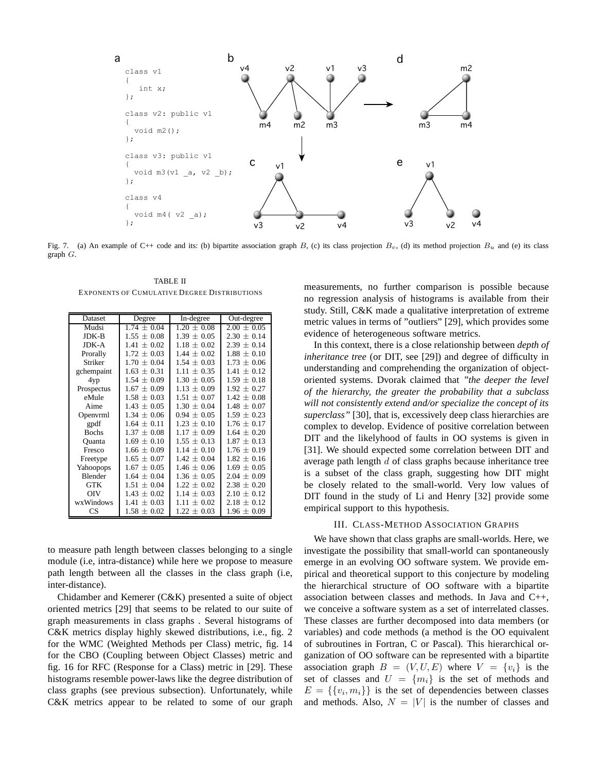```
class v1
{
   int x;
};

class v2: public v1
{
  void m2();
};

class v3: public v1
{
  void m3(v1 _a, v2 _b);
};

class v4
{
  void m4( v2 _a);
};
```

Fig. 7. (a) An example of C++ code and its: (b) bipartite association graph $B$, (c) its class projection $B_v$, (d) its method projection $B_u$ and (e) its class graph $G$.

TABLE II
EXPONENTS OF CUMULATIVE DEGREE DISTRIBUTIONS

| Dataset | Degree | In-degree | Out-degree |
|---|---|---|---|
| Mudsi | $1.74 \pm 0.04$ | $1.20 \pm 0.08$ | $2.00 \pm 0.05$ |
| JDK-B | $1.55 \pm 0.08$ | $1.39 \pm 0.05$ | $2.30 \pm 0.14$ |
| JDK-A | $1.41 \pm 0.02$ | $1.18 \pm 0.02$ | $2.39 \pm 0.14$ |
| Prorally | $1.72 \pm 0.03$ | $1.44 \pm 0.02$ | $1.88 \pm 0.10$ |
| Striker | $1.70 \pm 0.04$ | $1.54 \pm 0.03$ | $1.73 \pm 0.06$ |
| gchempaint | $1.63 \pm 0.31$ | $1.11 \pm 0.35$ | $1.41 \pm 0.12$ |
| 4yp | $1.54 \pm 0.09$ | $1.30 \pm 0.05$ | $1.59 \pm 0.18$ |
| Prospectus | $1.67 \pm 0.09$ | $1.13 \pm 0.09$ | $1.92 \pm 0.27$ |
| eMule | $1.58 \pm 0.03$ | $1.51 \pm 0.07$ | $1.42 \pm 0.08$ |
| Aime | $1.43 \pm 0.05$ | $1.30 \pm 0.04$ | $1.48 \pm 0.07$ |
| Openvrml | $1.34 \pm 0.06$ | $0.94 \pm 0.05$ | $1.59 \pm 0.23$ |
| gpdf | $1.64 \pm 0.11$ | $1.23 \pm 0.10$ | $1.76 \pm 0.17$ |
| Bochs | $1.37 \pm 0.08$ | $1.17 \pm 0.09$ | $1.64 \pm 0.20$ |
| Quanta | $1.69 \pm 0.10$ | $1.55 \pm 0.13$ | $1.87 \pm 0.13$ |
| Fresco | $1.66 \pm 0.09$ | $1.14 \pm 0.10$ | $1.76 \pm 0.19$ |
| Freetype | $1.65 \pm 0.07$ | $1.42 \pm 0.04$ | $1.82 \pm 0.16$ |
| Yahoopops | $1.67 \pm 0.05$ | $1.46 \pm 0.06$ | $1.69 \pm 0.05$ |
| Blender | $1.64 \pm 0.04$ | $1.36 \pm 0.05$ | $2.04 \pm 0.09$ |
| GTK | $1.51 \pm 0.04$ | $1.22 \pm 0.02$ | $2.38 \pm 0.20$ |
| OIV | $1.43 \pm 0.02$ | $1.14 \pm 0.03$ | $2.10 \pm 0.12$ |
| wxWindows | $1.41 \pm 0.03$ | $1.11 \pm 0.02$ | $2.18 \pm 0.12$ |
| CS | $1.58 \pm 0.02$ | $1.22 \pm 0.03$ | $1.96 \pm 0.09$ |

to measure path length between classes belonging to a single module (i.e, intra-distance) while here we propose to measure path length between all the classes in the class graph (i.e, inter-distance).

Chidamber and Kemerer (C&K) presented a suite of object oriented metrics [29] that seems to be related to our suite of graph measurements in class graphs . Several histograms of C&K metrics display highly skewed distributions, i.e., fig. 2 for the WMC (Weighted Methods per Class) metric, fig. 14 for the CBO (Coupling between Object Classes) metric and fig. 16 for RFC (Response for a Class) metric in [29]. These histograms resemble power-laws like the degree distribution of class graphs (see previous subsection). Unfortunately, while C&K metrics appear to be related to some of our graph measurements, no further comparison is possible because no regression analysis of histograms is available from their study. Still, C&K made a qualitative interpretation of extreme metric values in terms of "outliers" [29], which provides some evidence of heterogeneous software metrics.

In this context, there is a close relationship between *depth of inheritance tree* (or DIT, see [29]) and degree of difficulty in understanding and comprehending the organization of object-oriented systems. Dvorak claimed that *"the deeper the level of the hierarchy, the greater the probability that a subclass will not consistently extend and/or specialize the concept of its superclass"* [30], that is, excessively deep class hierarchies are complex to develop. Evidence of positive correlation between DIT and the likelyhood of faults in OO systems is given in [31]. We should expected some correlation between DIT and average path length $d$ of class graphs because inheritance tree is a subset of the class graph, suggesting how DIT might be closely related to the small-world. Very low values of DIT found in the study of Li and Henry [32] provide some empirical support to this hypothesis.

## III. CLASS-METHOD ASSOCIATION GRAPHS

We have shown that class graphs are small-worlds. Here, we investigate the possibility that small-world can spontaneously emerge in an evolving OO software system. We provide empirical and theoretical support to this conjecture by modeling the hierarchical structure of OO software with a bipartite association between classes and methods. In Java and C++, we conceive a software system as a set of interrelated classes. These classes are further decomposed into data members (or variables) and code methods (a method is the OO equivalent of subroutines in Fortran, C or Pascal). This hierarchical organization of OO software can be represented with a bipartite association graph $B = (V, U, E)$ where $V = \{v_i\}$ is the set of classes and $U = \{m_i\}$ is the set of methods and $E = \{\{v_i, m_i\}\}$ is the set of dependencies between classes and methods. Also, $N = |V|$ is the number of classes and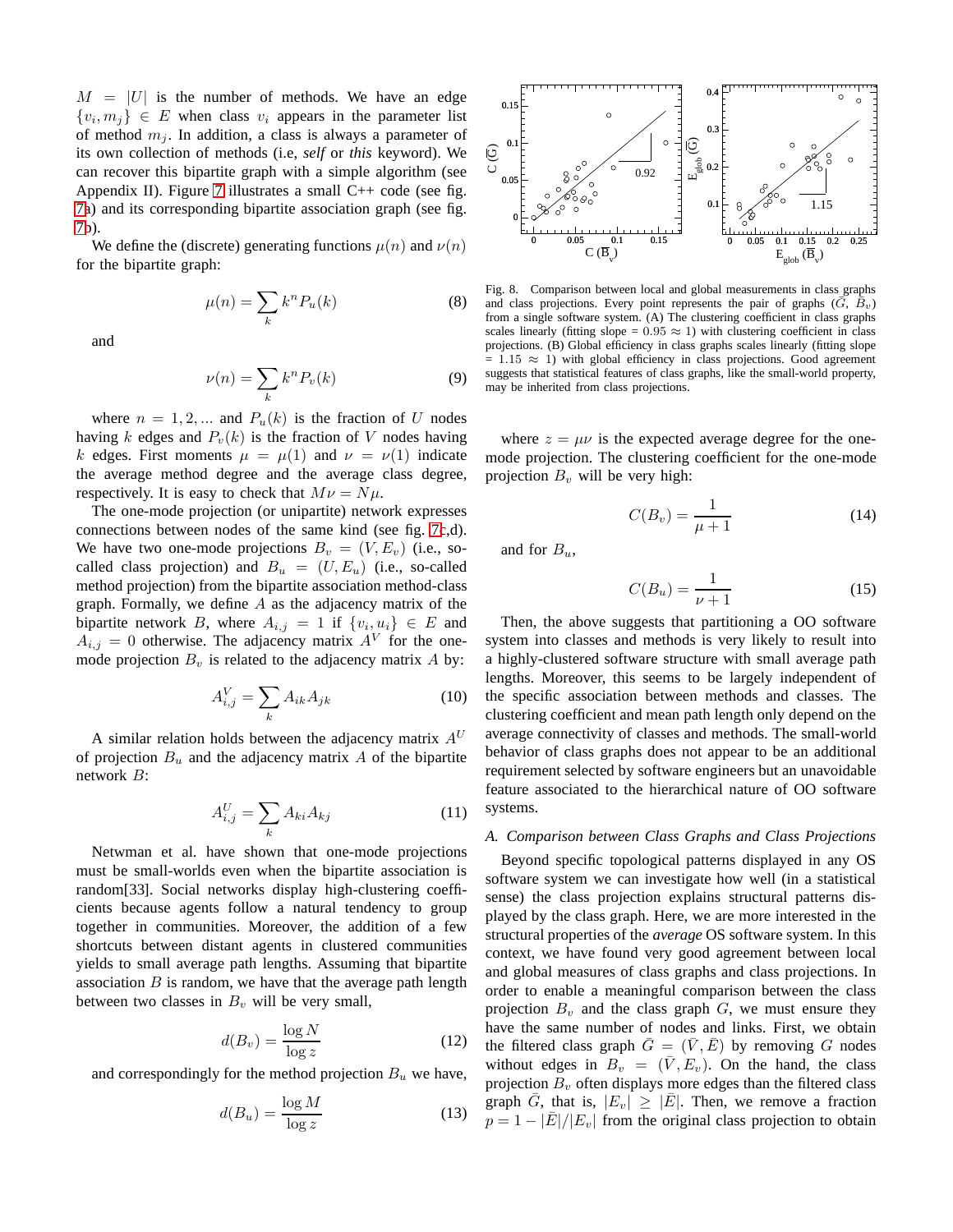$M = |U|$ is the number of methods. We have an edge $\{v_i, m_j\} \in E$ when class $v_i$ appears in the parameter list of method $m_j$. In addition, a class is always a parameter of its own collection of methods (i.e, *self* or *this* keyword). We can recover this bipartite graph with a simple algorithm (see Appendix II). Figure 7 illustrates a small C++ code (see fig. 7a) and its corresponding bipartite association graph (see fig. 7b).

We define the (discrete) generating functions $\mu(n)$ and $\nu(n)$ for the bipartite graph:

$$\mu(n) = \sum_k k^n P_u(k) \tag{8}$$

and

$$\nu(n) = \sum_k k^n P_v(k) \tag{9}$$

where $n = 1, 2, ...$ and $P_u(k)$ is the fraction of $U$ nodes having $k$ edges and $P_v(k)$ is the fraction of $V$ nodes having $k$ edges. First moments $\mu = \mu(1)$ and $\nu = \nu(1)$ indicate the average method degree and the average class degree, respectively. It is easy to check that $M\nu = N\mu$.

The one-mode projection (or unipartite) network expresses connections between nodes of the same kind (see fig. 7c,d). We have two one-mode projections $B_v = (V, E_v)$ (i.e., so-called class projection) and $B_u = (U, E_u)$ (i.e., so-called method projection) from the bipartite association method-class graph. Formally, we define $A$ as the adjacency matrix of the bipartite network $B$, where $A_{i,j} = 1$ if $\{v_i, u_i\} \in E$ and $A_{i,j} = 0$ otherwise. The adjacency matrix $A^V$ for the one-mode projection $B_v$ is related to the adjacency matrix $A$ by:

$$A^V_{i,j} = \sum_k A_{ik} A_{jk} \tag{10}$$

A similar relation holds between the adjacency matrix $A^U$ of projection $B_u$ and the adjacency matrix $A$ of the bipartite network $B$:

$$A^U_{i,j} = \sum_k A_{ki} A_{kj} \tag{11}$$

Netwman et al. have shown that one-mode projections must be small-worlds even when the bipartite association is random[33]. Social networks display high-clustering coefficients because agents follow a natural tendency to group together in communities. Moreover, the addition of a few shortcuts between distant agents in clustered communities yields to small average path lengths. Assuming that bipartite association $B$ is random, we have that the average path length between two classes in $B_v$ will be very small,

$$d(B_v) = \frac{\log N}{\log z} \tag{12}$$

and correspondingly for the method projection $B_u$ we have,

$$d(B_u) = \frac{\log M}{\log z} \tag{13}$$

Fig. 8. Comparison between local and global measurements in class graphs and class projections. Every point represents the pair of graphs $(\bar{G}, \bar{B}_v)$ from a single software system. (A) The clustering coefficient in class graphs scales linearly (fitting slope = $0.95 \approx 1$) with clustering coefficient in class projections. (B) Global efficiency in class graphs scales linearly (fitting slope = $1.15 \approx 1$) with global efficiency in class projections. Good agreement suggests that statistical features of class graphs, like the small-world property, may be inherited from class projections.

where $z = \mu\nu$ is the expected average degree for the one-mode projection. The clustering coefficient for the one-mode projection $B_v$ will be very high:

$$C(B_v) = \frac{1}{\mu + 1} \tag{14}$$

and for $B_u$,

$$C(B_u) = \frac{1}{\nu + 1} \tag{15}$$

Then, the above suggests that partitioning a OO software system into classes and methods is very likely to result into a highly-clustered software structure with small average path lengths. Moreover, this seems to be largely independent of the specific association between methods and classes. The clustering coefficient and mean path length only depend on the average connectivity of classes and methods. The small-world behavior of class graphs does not appear to be an additional requirement selected by software engineers but an unavoidable feature associated to the hierarchical nature of OO software systems.

### A. Comparison between Class Graphs and Class Projections

Beyond specific topological patterns displayed in any OS software system we can investigate how well (in a statistical sense) the class projection explains structural patterns displayed by the class graph. Here, we are more interested in the structural properties of the *average* OS software system. In this context, we have found very good agreement between local and global measures of class graphs and class projections. In order to enable a meaningful comparison between the class projection $B_v$ and the class graph $G$, we must ensure they have the same number of nodes and links. First, we obtain the filtered class graph $\bar{G} = (\bar{V}, \bar{E})$ by removing $G$ nodes without edges in $B_v = (\bar{V}, E_v)$. On the hand, the class projection $B_v$ often displays more edges than the filtered class graph $\bar{G}$, that is, $|E_v| \geq |\bar{E}|$. Then, we remove a fraction $p = 1 - |\bar{E}|/|E_v|$ from the original class projection to obtain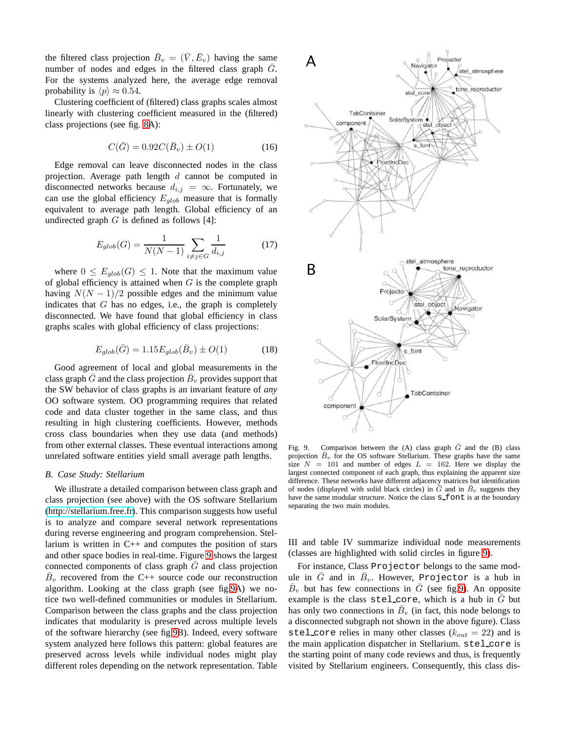the filtered class projection $\bar{B}_v = (\bar{V}, \bar{E}_v)$ having the same number of nodes and edges in the filtered class graph $\bar{G}$. For the systems analyzed here, the average edge removal probability is $\langle p \rangle \approx 0.54$.

Clustering coefficient of (filtered) class graphs scales almost linearly with clustering coefficient measured in the (filtered) class projections (see fig. 8A):

$$C(\bar{G}) = 0.92C(\bar{B}_v) \pm O(1) \tag{16}$$

Edge removal can leave disconnected nodes in the class projection. Average path length $d$ cannot be computed in disconnected networks because $d_{i,j} = \infty$. Fortunately, we can use the global efficiency $E_{glob}$ measure that is formally equivalent to average path length. Global efficiency of an undirected graph $G$ is defined as follows [4]:

$$E_{glob}(G) = \frac{1}{N(N-1)} \sum_{i \neq j \in G} \frac{1}{d_{i,j}} \tag{17}$$

where $0 \leq E_{glob}(G) \leq 1$. Note that the maximum value of global efficiency is attained when $G$ is the complete graph having $N(N-1)/2$ possible edges and the minimum value indicates that $G$ has no edges, i.e., the graph is completely disconnected. We have found that global efficiency in class graphs scales with global efficiency of class projections:

$$E_{glob}(\bar{G}) = 1.15E_{glob}(\bar{B}_v) \pm O(1) \tag{18}$$

Good agreement of local and global measurements in the class graph $\bar{G}$ and the class projection $\bar{B}_v$ provides support that the SW behavior of class graphs is an invariant feature of *any* OO software system. OO programming requires that related code and data cluster together in the same class, and thus resulting in high clustering coefficients. However, methods cross class boundaries when they use data (and methods) from other external classes. These eventual interactions among unrelated software entities yield small average path lengths.

### B. Case Study: Stellarium

We illustrate a detailed comparison between class graph and class projection (see above) with the OS software Stellarium (http://stellarium.free.fr). This comparison suggests how useful is to analyze and compare several network representations during reverse engineering and program comprehension. Stellarium is written in C++ and computes the position of stars and other space bodies in real-time. Figure 9 shows the largest connected components of class graph $\bar{G}$ and class projection $\bar{B}_v$ recovered from the C++ source code our reconstruction algorithm. Looking at the class graph (see fig.9A) we notice two well-defined communities or modules in Stellarium. Comparison between the class graphs and the class projection indicates that modularity is preserved across multiple levels of the software hierarchy (see fig.9B). Indeed, every software system analyzed here follows this pattern: global features are preserved across levels while individual nodes might play different roles depending on the network representation. Table III and table IV summarize individual node measurements (classes are highlighted with solid circles in figure 9).

Fig. 9. Comparison between the (A) class graph $\bar{G}$ and the (B) class projection $\bar{B}_v$ for the OS software Stellarium. These graphs have the same size $N = 101$ and number of edges $L = 162$. Here we display the largest connected component of each graph, thus explaining the apparent size difference. These networks have different adjacency matrices but identification of nodes (displayed with solid black circles) in $\bar{G}$ and in $\bar{B}_v$ suggests they have the same modular structure. Notice the class `s_font` is at the boundary separating the two main modules.

For instance, Class `Projector` belongs to the same module in $\bar{G}$ and in $\bar{B}_v$. However, `Projector` is a hub in $\bar{B}_v$ but has few connections in $\bar{G}$ (see fig.9). An opposite example is the class `stel_core`, which is a hub in $\bar{G}$ but has only two connections in $\bar{B}_v$ (in fact, this node belongs to a disconnected subgraph not shown in the above figure). Class `stel_core` relies in many other classes ($k_{out} = 22$) and is the main application dispatcher in Stellarium. `stel_core` is the starting point of many code reviews and thus, is frequently visited by Stellarium engineers. Consequently, this class dis-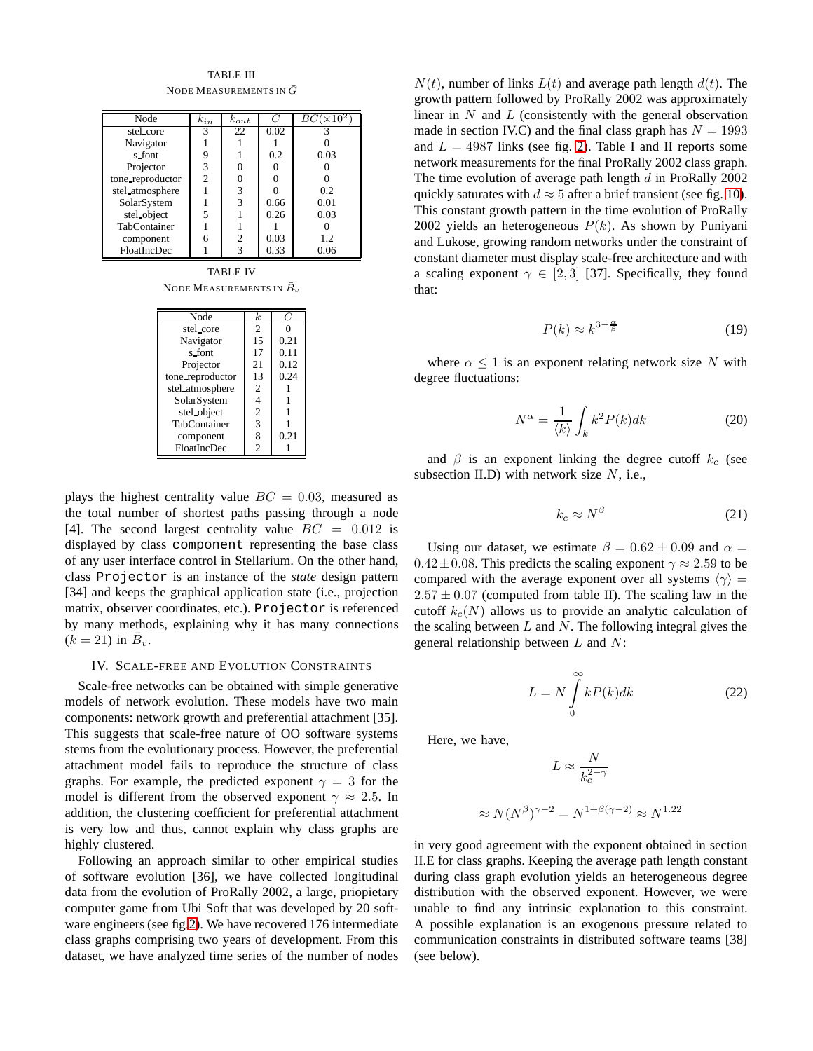TABLE III
NODE MEASUREMENTS IN $\bar{G}$

| Node | $k_{in}$ | $k_{out}$ | $C$ | $BC(\times 10^2)$ |
|---|---|---|---|---|
| stel_core | 3 | 22 | 0.02 | 3 |
| Navigator | 1 | 1 | 1 | 0 |
| s_font | 9 | 1 | 0.2 | 0.03 |
| Projector | 3 | 0 | 0 | 0 |
| tone_reproductor | 2 | 0 | 0 | 0 |
| stel_atmosphere | 1 | 3 | 0 | 0.2 |
| SolarSystem | 1 | 3 | 0.66 | 0.01 |
| stel_object | 5 | 1 | 0.26 | 0.03 |
| TabContainer | 1 | 1 | 1 | 0 |
| component | 6 | 2 | 0.03 | 1.2 |
| FloatIncDec | 1 | 3 | 0.33 | 0.06 |

TABLE IV
NODE MEASUREMENTS IN $\bar{B}_v$

| Node | $k$ | $C$ |
|---|---|---|
| stel_core | 2 | 0 |
| Navigator | 15 | 0.21 |
| s_font | 17 | 0.11 |
| Projector | 21 | 0.12 |
| tone_reproductor | 13 | 0.24 |
| stel_atmosphere | 2 | 1 |
| SolarSystem | 4 | 1 |
| stel_object | 2 | 1 |
| TabContainer | 3 | 1 |
| component | 8 | 0.21 |
| FloatIncDec | 2 | 1 |

plays the highest centrality value $BC = 0.03$, measured as the total number of shortest paths passing through a node [4]. The second largest centrality value $BC = 0.012$ is displayed by class `component` representing the base class of any user interface control in Stellarium. On the other hand, class `Projector` is an instance of the *state* design pattern [34] and keeps the graphical application state (i.e., projection matrix, observer coordinates, etc.). `Projector` is referenced by many methods, explaining why it has many connections ($k = 21$) in $\bar{B}_v$.

## IV. SCALE-FREE AND EVOLUTION CONSTRAINTS

Scale-free networks can be obtained with simple generative models of network evolution. These models have two main components: network growth and preferential attachment [35]. This suggests that scale-free nature of OO software systems stems from the evolutionary process. However, the preferential attachment model fails to reproduce the structure of class graphs. For example, the predicted exponent $\gamma = 3$ for the model is different from the observed exponent $\gamma \approx 2.5$. In addition, the clustering coefficient for preferential attachment is very low and thus, cannot explain why class graphs are highly clustered.

Following an approach similar to other empirical studies of software evolution [36], we have collected longitudinal data from the evolution of ProRally 2002, a large, priopietary computer game from Ubi Soft that was developed by 20 software engineers (see fig 2). We have recovered 176 intermediate class graphs comprising two years of development. From this dataset, we have analyzed time series of the number of nodes $N(t)$, number of links $L(t)$ and average path length $d(t)$. The growth pattern followed by ProRally 2002 was approximately linear in $N$ and $L$ (consistently with the general observation made in section IV.C) and the final class graph has $N = 1993$ and $L = 4987$ links (see fig. 2). Table I and II reports some network measurements for the final ProRally 2002 class graph. The time evolution of average path length $d$ in ProRally 2002 quickly saturates with $d \approx 5$ after a brief transient (see fig. 10). This constant growth pattern in the time evolution of ProRally 2002 yields an heterogeneous $P(k)$. As shown by Puniyani and Lukose, growing random networks under the constraint of constant diameter must display scale-free architecture and with a scaling exponent $\gamma \in [2, 3]$ [37]. Specifically, they found that:

$$P(k) \approx k^{3-\frac{\alpha}{\beta}} \tag{19}$$

where $\alpha \leq 1$ is an exponent relating network size $N$ with degree fluctuations:

$$N^{\alpha} = \frac{1}{\langle k \rangle} \int_k k^2 P(k) dk \tag{20}$$

and $\beta$ is an exponent linking the degree cutoff $k_c$ (see subsection II.D) with network size $N$, i.e.,

$$k_c \approx N^{\beta} \tag{21}$$

Using our dataset, we estimate $\beta = 0.62 \pm 0.09$ and $\alpha = 0.42 \pm 0.08$. This predicts the scaling exponent $\gamma \approx 2.59$ to be compared with the average exponent over all systems $\langle \gamma \rangle = 2.57 \pm 0.07$ (computed from table II). The scaling law in the cutoff $k_c(N)$ allows us to provide an analytic calculation of the scaling between $L$ and $N$. The following integral gives the general relationship between $L$ and $N$:

$$L = N \int_0^{\infty} k P(k) dk \tag{22}$$

Here, we have,

$$L \approx \frac{N}{k_c^{2-\gamma}}$$

$$\approx N (N^{\beta})^{\gamma - 2} = N^{1+\beta(\gamma-2)} \approx N^{1.22}$$

in very good agreement with the exponent obtained in section II.E for class graphs. Keeping the average path length constant during class graph evolution yields an heterogeneous degree distribution with the observed exponent. However, we were unable to find any intrinsic explanation to this constraint. A possible explanation is an exogenous pressure related to communication constraints in distributed software teams [38] (see below).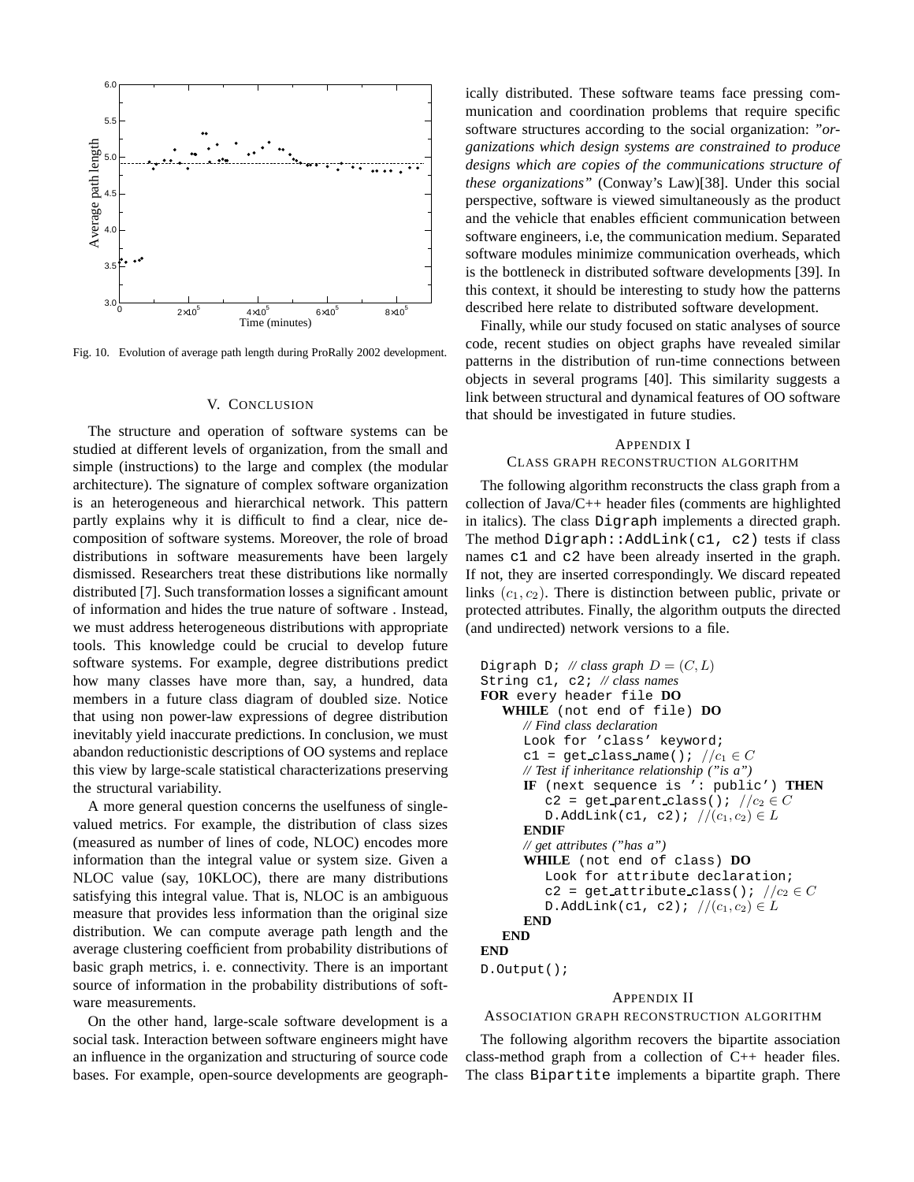Fig. 10. Evolution of average path length during ProRally 2002 development.

## V. CONCLUSION

The structure and operation of software systems can be studied at different levels of organization, from the small and simple (instructions) to the large and complex (the modular architecture). The signature of complex software organization is an heterogeneous and hierarchical network. This pattern partly explains why it is difficult to find a clear, nice decomposition of software systems. Moreover, the role of broad distributions in software measurements have been largely dismissed. Researchers treat these distributions like normally distributed [7]. Such transformation losses a significant amount of information and hides the true nature of software . Instead, we must address heterogeneous distributions with appropriate tools. This knowledge could be crucial to develop future software systems. For example, degree distributions predict how many classes have more than, say, a hundred, data members in a future class diagram of doubled size. Notice that using non power-law expressions of degree distribution inevitably yield inaccurate predictions. In conclusion, we must abandon reductionistic descriptions of OO systems and replace this view by large-scale statistical characterizations preserving the structural variability.

A more general question concerns the usefulness of single-valued metrics. For example, the distribution of class sizes (measured as number of lines of code, NLOC) encodes more information than the integral value or system size. Given a NLOC value (say, 10KLOC), there are many distributions satisfying this integral value. That is, NLOC is an ambiguous measure that provides less information than the original size distribution. We can compute average path length and the average clustering coefficient from probability distributions of basic graph metrics, i. e. connectivity. There is an important source of information in the probability distributions of software measurements.

On the other hand, large-scale software development is a social task. Interaction between software engineers might have an influence in the organization and structuring of source code bases. For example, open-source developments are geographically distributed. These software teams face pressing communication and coordination problems that require specific software structures according to the social organization: *"organizations which design systems are constrained to produce designs which are copies of the communications structure of these organizations"* (Conway's Law)[38]. Under this social perspective, software is viewed simultaneously as the product and the vehicle that enables efficient communication between software engineers, i.e, the communication medium. Separated software modules minimize communication overheads, which is the bottleneck in distributed software developments [39]. In this context, it should be interesting to study how the patterns described here relate to distributed software development.

Finally, while our study focused on static analyses of source code, recent studies on object graphs have revealed similar patterns in the distribution of run-time connections between objects in several programs [40]. This similarity suggests a link between structural and dynamical features of OO software that should be investigated in future studies.

## APPENDIX I
## CLASS GRAPH RECONSTRUCTION ALGORITHM

The following algorithm reconstructs the class graph from a collection of Java/C++ header files (comments are highlighted in italics). The class `Digraph` implements a directed graph. The method `Digraph::AddLink(c1, c2)` tests if class names `c1` and `c2` have been already inserted in the graph. If not, they are inserted correspondingly. We discard repeated links $(c_1, c_2)$. There is distinction between public, private or protected attributes. Finally, the algorithm outputs the directed (and undirected) network versions to a file.

```
Digraph D; // class graph D = (C, L)
String c1, c2; // class names
FOR every header file DO
   WHILE (not end of file) DO
      // Find class declaration
      Look for 'class' keyword;
      c1 = get_class_name(); //c1 ∈ C
      // Test if inheritance relationship ("is a")
      IF (next sequence is ': public') THEN
         c2 = get_parent_class(); //c2 ∈ C
         D.AddLink(c1, c2); //(c1, c2) ∈ L
      ENDIF
      // get attributes ("has a")
      WHILE (not end of class) DO
         Look for attribute declaration;
         c2 = get_attribute_class(); //c2 ∈ C
         D.AddLink(c1, c2); //(c1, c2) ∈ L
      END
   END
END
D.Output();
```

## APPENDIX II
## ASSOCIATION GRAPH RECONSTRUCTION ALGORITHM

The following algorithm recovers the bipartite association class-method graph from a collection of C++ header files. The class `Bipartite` implements a bipartite graph. There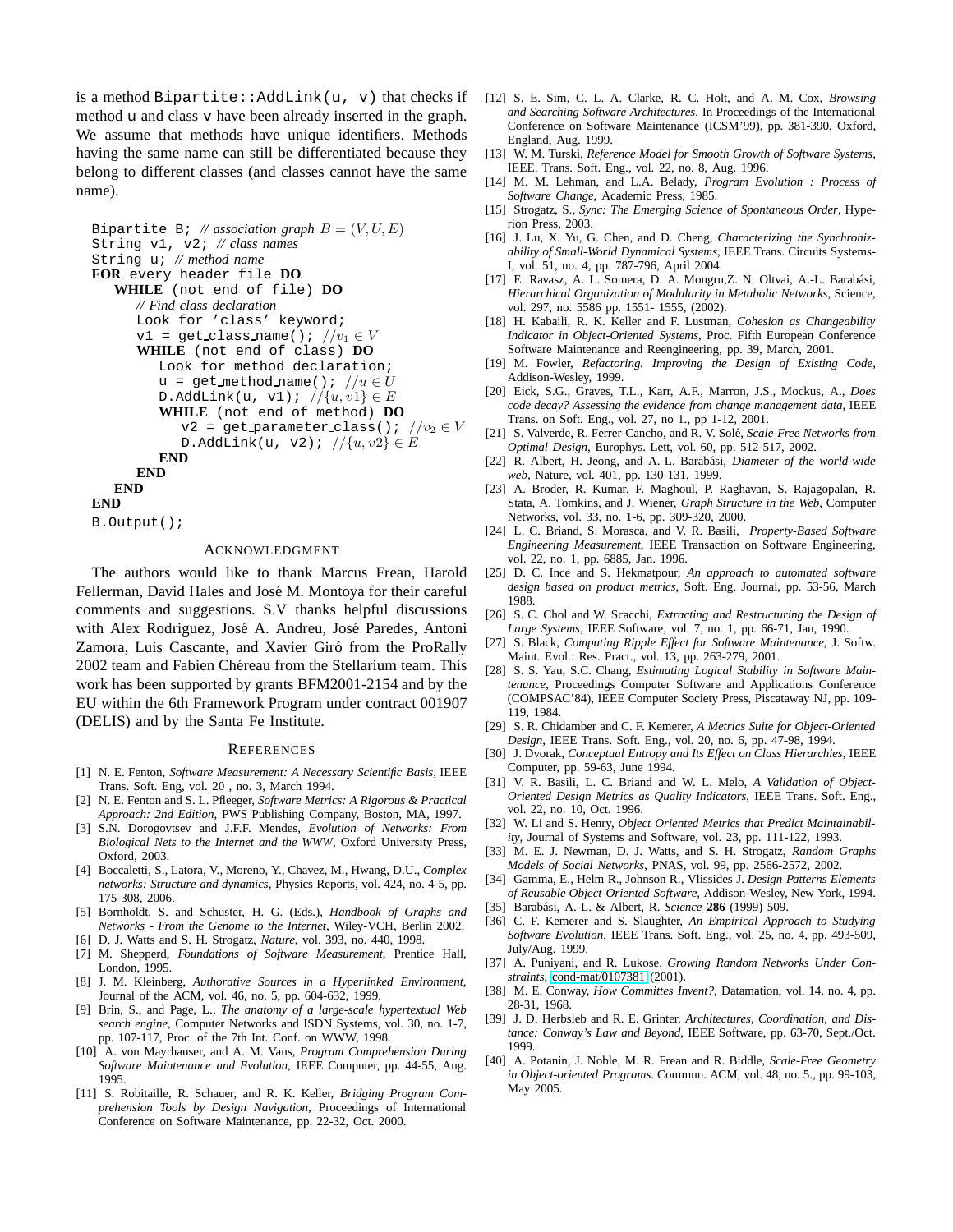is a method `Bipartite::AddLink(u, v)` that checks if method u and class v have been already inserted in the graph. We assume that methods have unique identifiers. Methods having the same name can still be differentiated because they belong to different classes (and classes cannot have the same name).

```
Bipartite B; // association graph B = (V,U,E)
String v1, v2; // class names
String u; // method name
FOR every header file DO
   WHILE (not end of file) DO
      // Find class declaration
      Look for 'class' keyword;
      v1 = get_class_name(); //v1 ∈ V
      WHILE (not end of class) DO
         Look for method declaration;
         u = get_method_name(); //u ∈ U
         D.AddLink(u, v1); //{u,v1} ∈ E
         WHILE (not end of method) DO
            v2 = get_parameter_class(); //v2 ∈ V
            D.AddLink(u, v2); //{u,v2} ∈ E
         END
      END
   END
END
B.Output();
```

## Acknowledgment

The authors would like to thank Marcus Frean, Harold Fellerman, David Hales and José M. Montoya for their careful comments and suggestions. S.V thanks helpful discussions with Alex Rodriguez, José A. Andreu, José Paredes, Antoni Zamora, Luis Cascante, and Xavier Giró from the ProRally 2002 team and Fabien Chéreau from the Stellarium team. This work has been supported by grants BFM2001-2154 and by the EU within the 6th Framework Program under contract 001907 (DELIS) and by the Santa Fe Institute.

## References

[1] N. E. Fenton, *Software Measurement: A Necessary Scientific Basis*, IEEE Trans. Soft. Eng, vol. 20 , no. 3, March 1994.

[2] N. E. Fenton and S. L. Pfleeger, *Software Metrics: A Rigorous & Practical Approach: 2nd Edition*, PWS Publishing Company, Boston, MA, 1997.

[3] S.N. Dorogovtsev and J.F.F. Mendes, *Evolution of Networks: From Biological Nets to the Internet and the WWW*, Oxford University Press, Oxford, 2003.

[4] Boccaletti, S., Latora, V., Moreno, Y., Chavez, M., Hwang, D.U., *Complex networks: Structure and dynamics*, Physics Reports, vol. 424, no. 4-5, pp. 175-308, 2006.

[5] Bornholdt, S. and Schuster, H. G. (Eds.), *Handbook of Graphs and Networks - From the Genome to the Internet*, Wiley-VCH, Berlin 2002.

[6] D. J. Watts and S. H. Strogatz, *Nature*, vol. 393, no. 440, 1998.

[7] M. Shepperd, *Foundations of Software Measurement*, Prentice Hall, London, 1995.

[8] J. M. Kleinberg, *Authorative Sources in a Hyperlinked Environment*, Journal of the ACM, vol. 46, no. 5, pp. 604-632, 1999.

[9] Brin, S., and Page, L., *The anatomy of a large-scale hypertextual Web search engine*, Computer Networks and ISDN Systems, vol. 30, no. 1-7, pp. 107-117, Proc. of the 7th Int. Conf. on WWW, 1998.

[10] A. von Mayrhauser, and A. M. Vans, *Program Comprehension During Software Maintenance and Evolution*, IEEE Computer, pp. 44-55, Aug. 1995.

[11] S. Robitaille, R. Schauer, and R. K. Keller, *Bridging Program Comprehension Tools by Design Navigation*, Proceedings of International Conference on Software Maintenance, pp. 22-32, Oct. 2000.

[12] S. E. Sim, C. L. A. Clarke, R. C. Holt, and A. M. Cox, *Browsing and Searching Software Architectures*, In Proceedings of the International Conference on Software Maintenance (ICSM'99), pp. 381-390, Oxford, England, Aug. 1999.

[13] W. M. Turski, *Reference Model for Smooth Growth of Software Systems*, IEEE. Trans. Soft. Eng., vol. 22, no. 8, Aug. 1996.

[14] M. M. Lehman, and L.A. Belady, *Program Evolution : Process of Software Change*, Academic Press, 1985.

[15] Strogatz, S., *Sync: The Emerging Science of Spontaneous Order*, Hyperion Press, 2003.

[16] J. Lu, X. Yu, G. Chen, and D. Cheng, *Characterizing the Synchronizability of Small-World Dynamical Systems*, IEEE Trans. Circuits Systems-I, vol. 51, no. 4, pp. 787-796, April 2004.

[17] E. Ravasz, A. L. Somera, D. A. Mongru,Z. N. Oltvai, A.-L. Barabási, *Hierarchical Organization of Modularity in Metabolic Networks*, Science, vol. 297, no. 5586 pp. 1551- 1555, (2002).

[18] H. Kabaili, R. K. Keller and F. Lustman, *Cohesion as Changeability Indicator in Object-Oriented Systems*, Proc. Fifth European Conference Software Maintenance and Reengineering, pp. 39, March, 2001.

[19] M. Fowler, *Refactoring. Improving the Design of Existing Code*, Addison-Wesley, 1999.

[20] Eick, S.G., Graves, T.L., Karr, A.F., Marron, J.S., Mockus, A., *Does code decay? Assessing the evidence from change management data*, IEEE Trans. on Soft. Eng., vol. 27, no 1., pp 1-12, 2001.

[21] S. Valverde, R. Ferrer-Cancho, and R. V. Solé, *Scale-Free Networks from Optimal Design*, Europhys. Lett, vol. 60, pp. 512-517, 2002.

[22] R. Albert, H. Jeong, and A.-L. Barabási, *Diameter of the world-wide web*, Nature, vol. 401, pp. 130-131, 1999.

[23] A. Broder, R. Kumar, F. Maghoul, P. Raghavan, S. Rajagopalan, R. Stata, A. Tomkins, and J. Wiener, *Graph Structure in the Web*, Computer Networks, vol. 33, no. 1-6, pp. 309-320, 2000.

[24] L. C. Briand, S. Morasca, and V. R. Basili, *Property-Based Software Engineering Measurement*, IEEE Transaction on Software Engineering, vol. 22, no. 1, pp. 6885, Jan. 1996.

[25] D. C. Ince and S. Hekmatpour, *An approach to automated software design based on product metrics*, Soft. Eng. Journal, pp. 53-56, March 1988.

[26] S. C. Chol and W. Scacchi, *Extracting and Restructuring the Design of Large Systems*, IEEE Software, vol. 7, no. 1, pp. 66-71, Jan, 1990.

[27] S. Black, *Computing Ripple Effect for Software Maintenance*, J. Softw. Maint. Evol.: Res. Pract., vol. 13, pp. 263-279, 2001.

[28] S. S. Yau, S.C. Chang, *Estimating Logical Stability in Software Maintenance*, Proceedings Computer Software and Applications Conference (COMPSAC'84), IEEE Computer Society Press, Piscataway NJ, pp. 109-119, 1984.

[29] S. R. Chidamber and C. F. Kemerer, *A Metrics Suite for Object-Oriented Design*, IEEE Trans. Soft. Eng., vol. 20, no. 6, pp. 47-98, 1994.

[30] J. Dvorak, *Conceptual Entropy and Its Effect on Class Hierarchies*, IEEE Computer, pp. 59-63, June 1994.

[31] V. R. Basili, L. C. Briand and W. L. Melo, *A Validation of Object-Oriented Design Metrics as Quality Indicators*, IEEE Trans. Soft. Eng., vol. 22, no. 10, Oct. 1996.

[32] W. Li and S. Henry, *Object Oriented Metrics that Predict Maintainability*, Journal of Systems and Software, vol. 23, pp. 111-122, 1993.

[33] M. E. J. Newman, D. J. Watts, and S. H. Strogatz, *Random Graphs Models of Social Networks*, PNAS, vol. 99, pp. 2566-2572, 2002.

[34] Gamma, E., Helm R., Johnson R., Vlissides J. *Design Patterns Elements of Reusable Object-Oriented Software*, Addison-Wesley, New York, 1994.

[35] Barabási, A.-L. & Albert, R. *Science* **286** (1999) 509.

[36] C. F. Kemerer and S. Slaughter, *An Empirical Approach to Studying Software Evolution*, IEEE Trans. Soft. Eng., vol. 25, no. 4, pp. 493-509, July/Aug. 1999.

[37] A. Puniyani, and R. Lukose, *Growing Random Networks Under Constraints*, cond-mat/0107381 (2001).

[38] M. E. Conway, *How Committes Invent?*, Datamation, vol. 14, no. 4, pp. 28-31, 1968.

[39] J. D. Herbsleb and R. E. Grinter, *Architectures, Coordination, and Distance: Conway's Law and Beyond*, IEEE Software, pp. 63-70, Sept./Oct. 1999.

[40] A. Potanin, J. Noble, M. R. Frean and R. Biddle, *Scale-Free Geometry in Object-oriented Programs*. Commun. ACM, vol. 48, no. 5., pp. 99-103, May 2005.